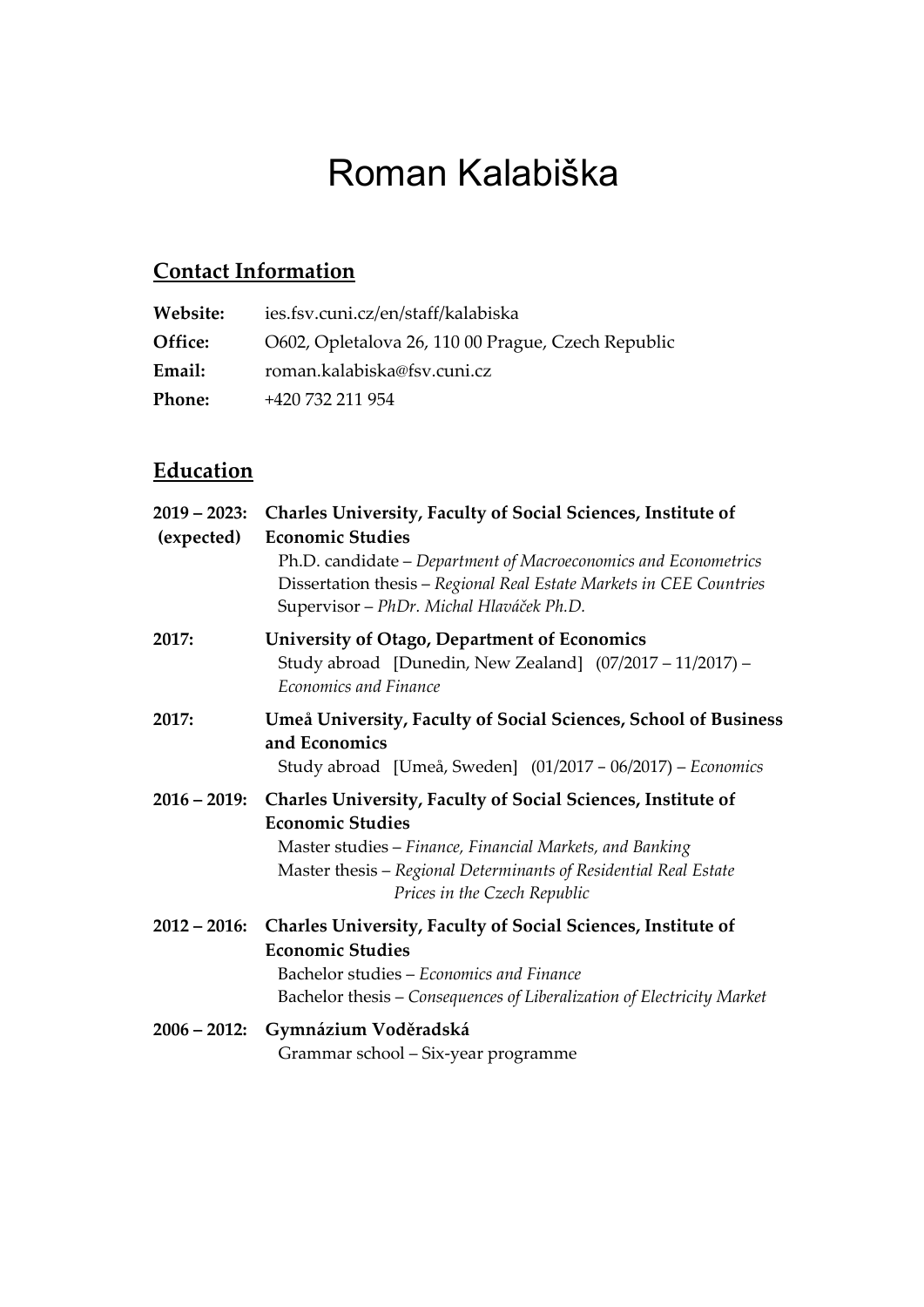# Roman Kalabiška

## Contact Information

**Website:** ies.fsv.cuni.cz/en/staff/kalabiska
**Office:** O602, Opletalova 26, 110 00 Prague, Czech Republic
**Email:** roman.kalabiska@fsv.cuni.cz
**Phone:** +420 732 211 954

## Education

**2019 – 2023: (expected)** **Charles University, Faculty of Social Sciences, Institute of Economic Studies**
Ph.D. candidate – *Department of Macroeconomics and Econometrics*
Dissertation thesis – *Regional Real Estate Markets in CEE Countries*
Supervisor – *PhDr. Michal Hlaváček Ph.D.*

**2017:** **University of Otago, Department of Economics**
Study abroad [Dunedin, New Zealand] (07/2017 – 11/2017) – *Economics and Finance*

**2017:** **Umeå University, Faculty of Social Sciences, School of Business and Economics**
Study abroad [Umeå, Sweden] (01/2017 – 06/2017) – *Economics*

**2016 – 2019:** **Charles University, Faculty of Social Sciences, Institute of Economic Studies**
Master studies – *Finance, Financial Markets, and Banking*
Master thesis – *Regional Determinants of Residential Real Estate Prices in the Czech Republic*

**2012 – 2016:** **Charles University, Faculty of Social Sciences, Institute of Economic Studies**
Bachelor studies – *Economics and Finance*
Bachelor thesis – *Consequences of Liberalization of Electricity Market*

**2006 – 2012:** **Gymnázium Voděradská**
Grammar school – Six-year programme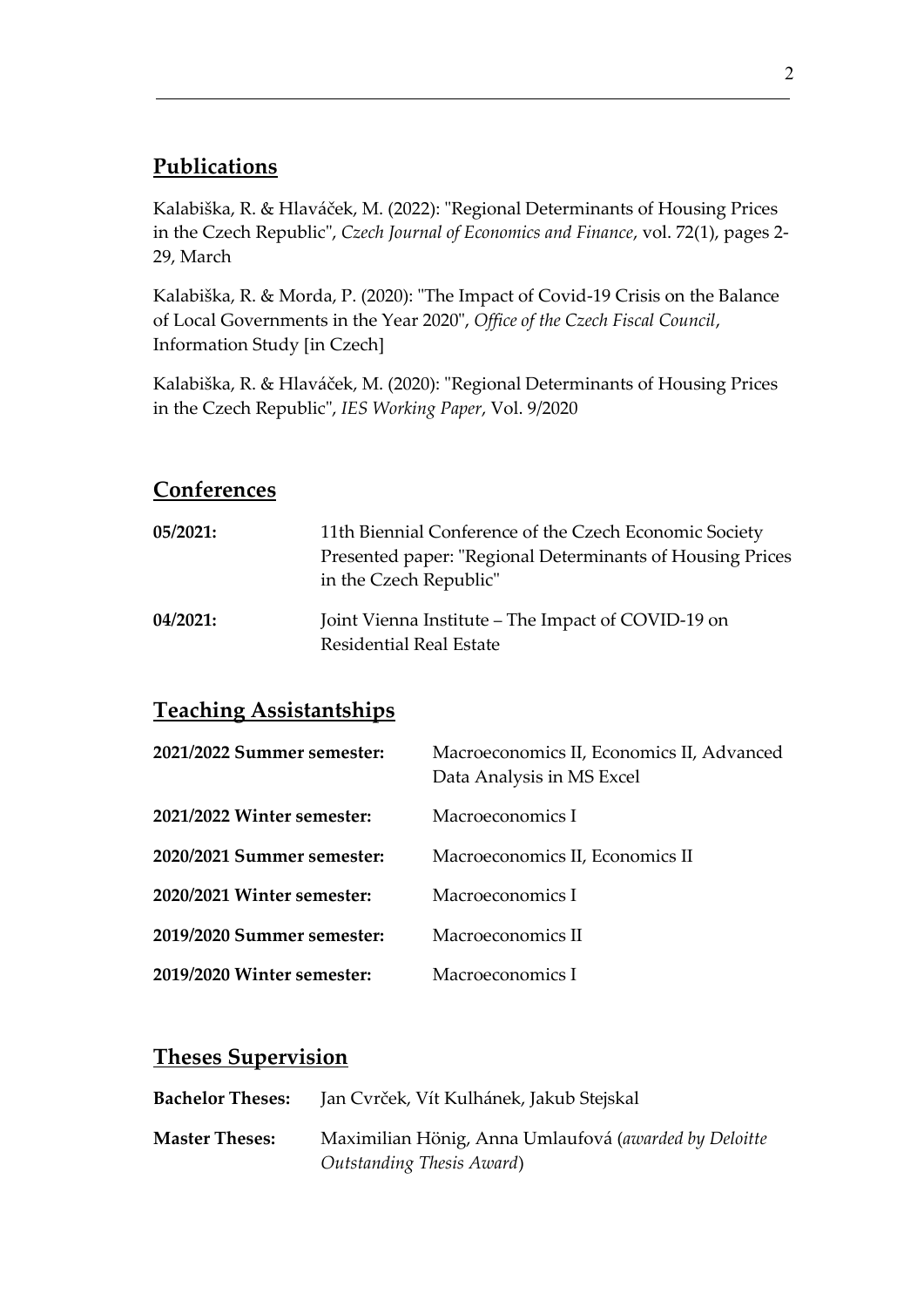## Publications

Kalabiška, R. & Hlaváček, M. (2022): "Regional Determinants of Housing Prices in the Czech Republic", *Czech Journal of Economics and Finance*, vol. 72(1), pages 2-29, March

Kalabiška, R. & Morda, P. (2020): "The Impact of Covid-19 Crisis on the Balance of Local Governments in the Year 2020", *Office of the Czech Fiscal Council*, Information Study [in Czech]

Kalabiška, R. & Hlaváček, M. (2020): "Regional Determinants of Housing Prices in the Czech Republic", *IES Working Paper*, Vol. 9/2020

## Conferences

| | |
|---|---|
| **05/2021:** | 11th Biennial Conference of the Czech Economic Society Presented paper: "Regional Determinants of Housing Prices in the Czech Republic" |
| **04/2021:** | Joint Vienna Institute – The Impact of COVID-19 on Residential Real Estate |

## Teaching Assistantships

| | |
|---|---|
| **2021/2022 Summer semester:** | Macroeconomics II, Economics II, Advanced Data Analysis in MS Excel |
| **2021/2022 Winter semester:** | Macroeconomics I |
| **2020/2021 Summer semester:** | Macroeconomics II, Economics II |
| **2020/2021 Winter semester:** | Macroeconomics I |
| **2019/2020 Summer semester:** | Macroeconomics II |
| **2019/2020 Winter semester:** | Macroeconomics I |

## Theses Supervision

| | |
|---|---|
| **Bachelor Theses:** | Jan Cvrček, Vít Kulhánek, Jakub Stejskal |
| **Master Theses:** | Maximilian Hönig, Anna Umlaufová (*awarded by Deloitte Outstanding Thesis Award*) |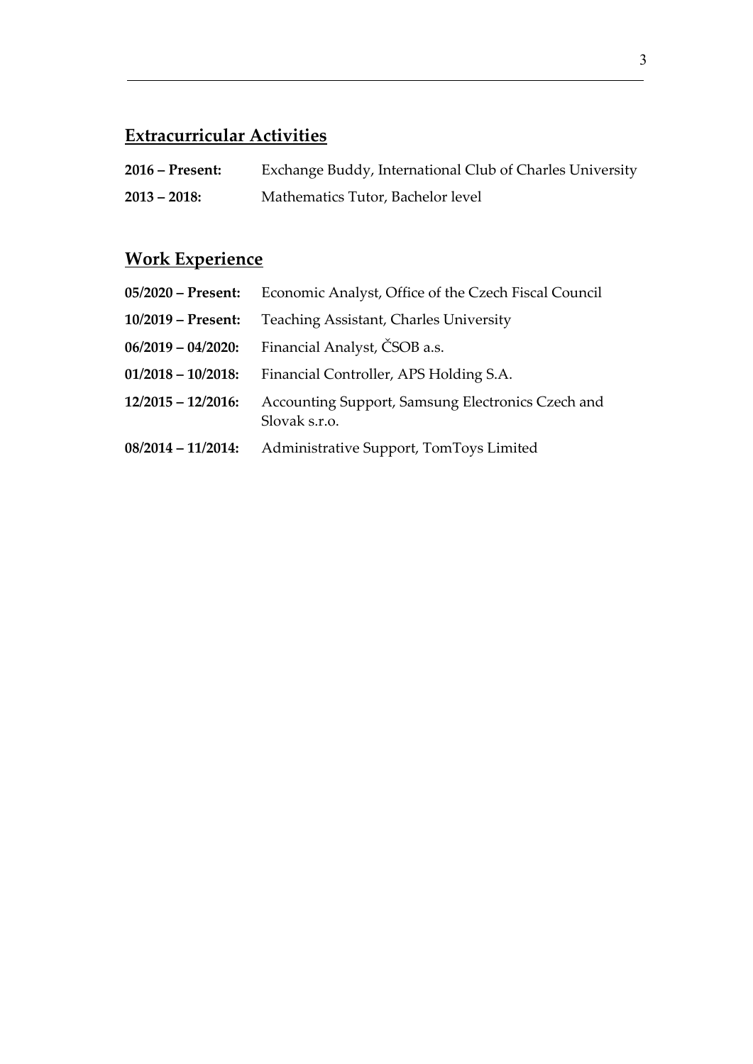## Extracurricular Activities

**2016 – Present:** Exchange Buddy, International Club of Charles University

**2013 – 2018:** Mathematics Tutor, Bachelor level

## Work Experience

**05/2020 – Present:** Economic Analyst, Office of the Czech Fiscal Council

**10/2019 – Present:** Teaching Assistant, Charles University

**06/2019 – 04/2020:** Financial Analyst, ČSOB a.s.

**01/2018 – 10/2018:** Financial Controller, APS Holding S.A.

**12/2015 – 12/2016:** Accounting Support, Samsung Electronics Czech and Slovak s.r.o.

**08/2014 – 11/2014:** Administrative Support, TomToys Limited